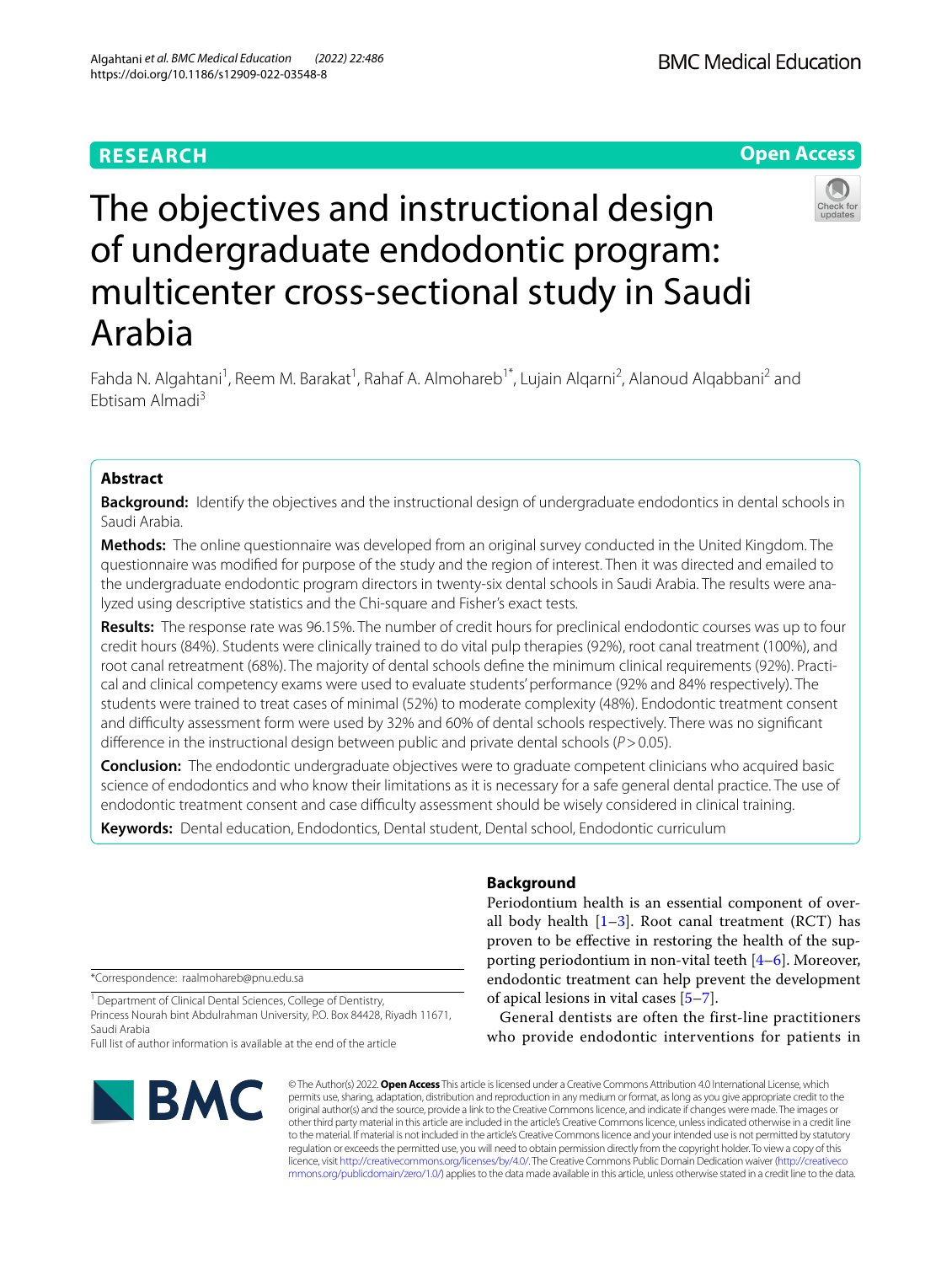RESEARCH

Open Access

# The objectives and instructional design of undergraduate endodontic program: multicenter cross-sectional study in Saudi Arabia

Fahda N. Algahtani[1], Reem M. Barakat[1], Rahaf A. Almohareb[1*], Lujain Alqarni[2], Alanoud Alqabbani[2] and Ebtisam Almadi[3]

## Abstract

**Background:** Identify the objectives and the instructional design of undergraduate endodontics in dental schools in Saudi Arabia.

**Methods:** The online questionnaire was developed from an original survey conducted in the United Kingdom. The questionnaire was modified for purpose of the study and the region of interest. Then it was directed and emailed to the undergraduate endodontic program directors in twenty-six dental schools in Saudi Arabia. The results were analyzed using descriptive statistics and the Chi-square and Fisher's exact tests.

**Results:** The response rate was 96.15%. The number of credit hours for preclinical endodontic courses was up to four credit hours (84%). Students were clinically trained to do vital pulp therapies (92%), root canal treatment (100%), and root canal retreatment (68%). The majority of dental schools define the minimum clinical requirements (92%). Practical and clinical competency exams were used to evaluate students' performance (92% and 84% respectively). The students were trained to treat cases of minimal (52%) to moderate complexity (48%). Endodontic treatment consent and difficulty assessment form were used by 32% and 60% of dental schools respectively. There was no significant difference in the instructional design between public and private dental schools ($P > 0.05$).

**Conclusion:** The endodontic undergraduate objectives were to graduate competent clinicians who acquired basic science of endodontics and who know their limitations as it is necessary for a safe general dental practice. The use of endodontic treatment consent and case difficulty assessment should be wisely considered in clinical training.

**Keywords:** Dental education, Endodontics, Dental student, Dental school, Endodontic curriculum

## Background

Periodontium health is an essential component of overall body health [1–3]. Root canal treatment (RCT) has proven to be effective in restoring the health of the supporting periodontium in non-vital teeth [4–6]. Moreover, endodontic treatment can help prevent the development of apical lesions in vital cases [5–7].

General dentists are often the first-line practitioners who provide endodontic interventions for patients in

*Correspondence: raalmohareb@pnu.edu.sa

[1] Department of Clinical Dental Sciences, College of Dentistry, Princess Nourah bint Abdulrahman University, P.O. Box 84428, Riyadh 11671, Saudi Arabia

Full list of author information is available at the end of the article

© The Author(s) 2022. **Open Access** This article is licensed under a Creative Commons Attribution 4.0 International License, which permits use, sharing, adaptation, distribution and reproduction in any medium or format, as long as you give appropriate credit to the original author(s) and the source, provide a link to the Creative Commons licence, and indicate if changes were made. The images or other third party material in this article are included in the article's Creative Commons licence, unless indicated otherwise in a credit line to the material. If material is not included in the article's Creative Commons licence and your intended use is not permitted by statutory regulation or exceeds the permitted use, you will need to obtain permission directly from the copyright holder. To view a copy of this licence, visit http://creativecommons.org/licenses/by/4.0/. The Creative Commons Public Domain Dedication waiver (http://creativecommons.org/publicdomain/zero/1.0/) applies to the data made available in this article, unless otherwise stated in a credit line to the data.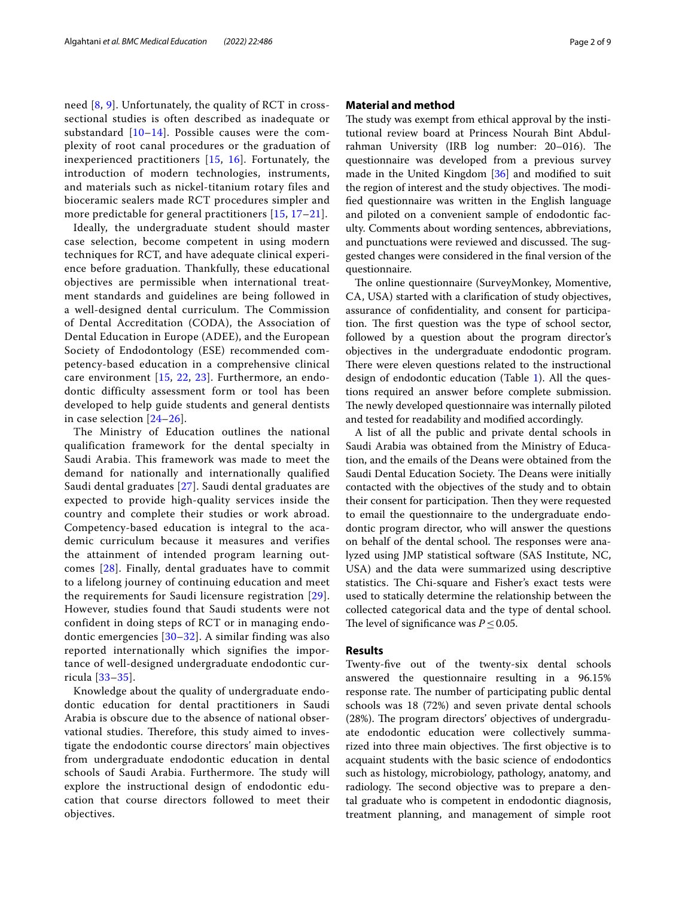need [8, 9]. Unfortunately, the quality of RCT in cross-sectional studies is often described as inadequate or substandard [10–14]. Possible causes were the complexity of root canal procedures or the graduation of inexperienced practitioners [15, 16]. Fortunately, the introduction of modern technologies, instruments, and materials such as nickel-titanium rotary files and bioceramic sealers made RCT procedures simpler and more predictable for general practitioners [15, 17–21].

Ideally, the undergraduate student should master case selection, become competent in using modern techniques for RCT, and have adequate clinical experience before graduation. Thankfully, these educational objectives are permissible when international treatment standards and guidelines are being followed in a well-designed dental curriculum. The Commission of Dental Accreditation (CODA), the Association of Dental Education in Europe (ADEE), and the European Society of Endodontology (ESE) recommended competency-based education in a comprehensive clinical care environment [15, 22, 23]. Furthermore, an endodontic difficulty assessment form or tool has been developed to help guide students and general dentists in case selection [24–26].

The Ministry of Education outlines the national qualification framework for the dental specialty in Saudi Arabia. This framework was made to meet the demand for nationally and internationally qualified Saudi dental graduates [27]. Saudi dental graduates are expected to provide high-quality services inside the country and complete their studies or work abroad. Competency-based education is integral to the academic curriculum because it measures and verifies the attainment of intended program learning outcomes [28]. Finally, dental graduates have to commit to a lifelong journey of continuing education and meet the requirements for Saudi licensure registration [29]. However, studies found that Saudi students were not confident in doing steps of RCT or in managing endodontic emergencies [30–32]. A similar finding was also reported internationally which signifies the importance of well-designed undergraduate endodontic curricula [33–35].

Knowledge about the quality of undergraduate endodontic education for dental practitioners in Saudi Arabia is obscure due to the absence of national observational studies. Therefore, this study aimed to investigate the endodontic course directors' main objectives from undergraduate endodontic education in dental schools of Saudi Arabia. Furthermore. The study will explore the instructional design of endodontic education that course directors followed to meet their objectives.

## Material and method

The study was exempt from ethical approval by the institutional review board at Princess Nourah Bint Abdulrahman University (IRB log number: 20–016). The questionnaire was developed from a previous survey made in the United Kingdom [36] and modified to suit the region of interest and the study objectives. The modified questionnaire was written in the English language and piloted on a convenient sample of endodontic faculty. Comments about wording sentences, abbreviations, and punctuations were reviewed and discussed. The suggested changes were considered in the final version of the questionnaire.

The online questionnaire (SurveyMonkey, Momentive, CA, USA) started with a clarification of study objectives, assurance of confidentiality, and consent for participation. The first question was the type of school sector, followed by a question about the program director's objectives in the undergraduate endodontic program. There were eleven questions related to the instructional design of endodontic education (Table 1). All the questions required an answer before complete submission. The newly developed questionnaire was internally piloted and tested for readability and modified accordingly.

A list of all the public and private dental schools in Saudi Arabia was obtained from the Ministry of Education, and the emails of the Deans were obtained from the Saudi Dental Education Society. The Deans were initially contacted with the objectives of the study and to obtain their consent for participation. Then they were requested to email the questionnaire to the undergraduate endodontic program director, who will answer the questions on behalf of the dental school. The responses were analyzed using JMP statistical software (SAS Institute, NC, USA) and the data were summarized using descriptive statistics. The Chi-square and Fisher's exact tests were used to statically determine the relationship between the collected categorical data and the type of dental school. The level of significance was $P \leq 0.05$.

## Results

Twenty-five out of the twenty-six dental schools answered the questionnaire resulting in a 96.15% response rate. The number of participating public dental schools was 18 (72%) and seven private dental schools (28%). The program directors' objectives of undergraduate endodontic education were collectively summarized into three main objectives. The first objective is to acquaint students with the basic science of endodontics such as histology, microbiology, pathology, anatomy, and radiology. The second objective was to prepare a dental graduate who is competent in endodontic diagnosis, treatment planning, and management of simple root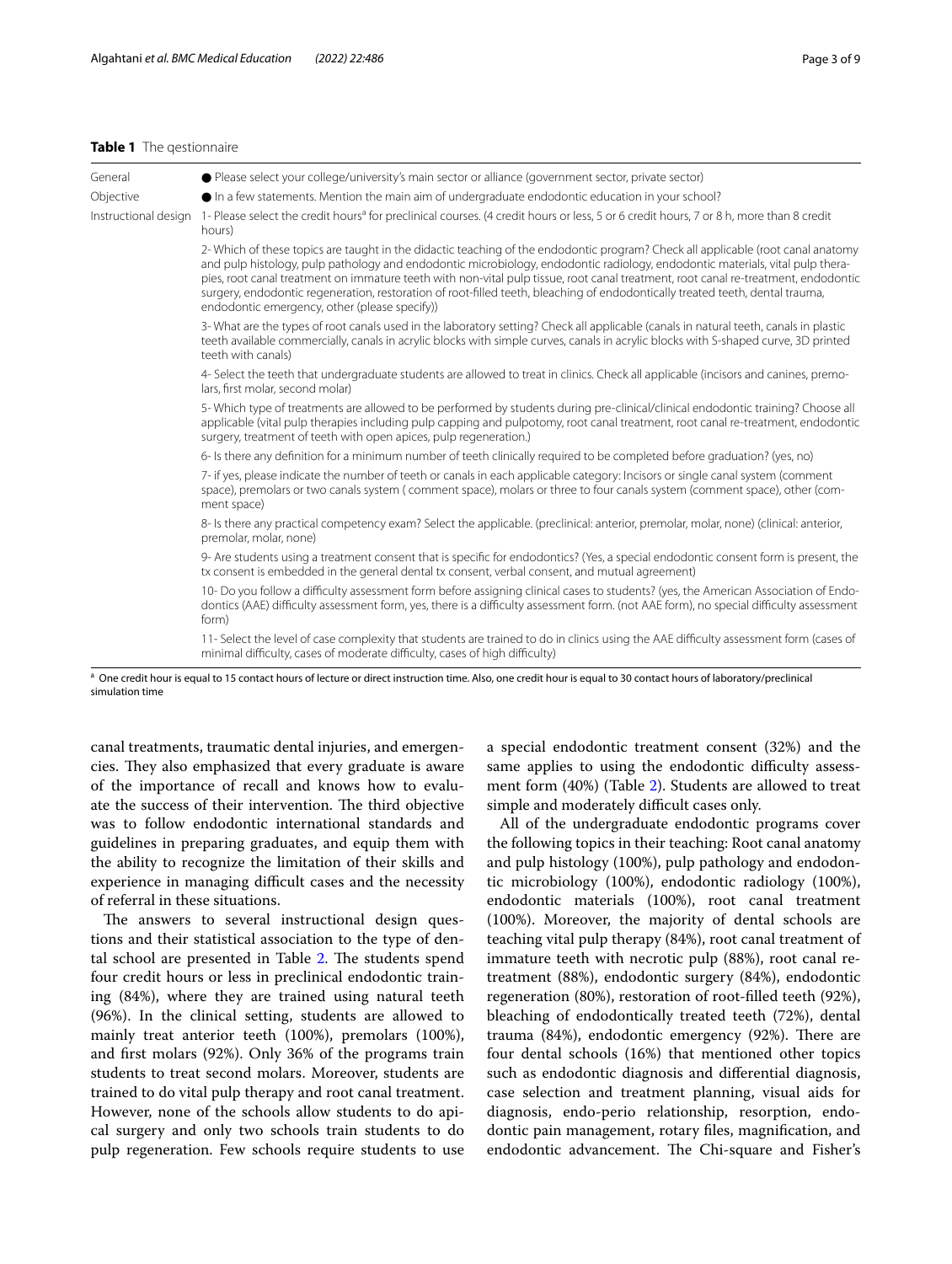**Table 1** The qestionnaire

| | |
|---|---|
| General | ● Please select your college/university's main sector or alliance (government sector, private sector) |
| Objective | ● In a few statements. Mention the main aim of undergraduate endodontic education in your school? |
| Instructional design | 1- Please select the credit hours[a] for preclinical courses. (4 credit hours or less, 5 or 6 credit hours, 7 or 8 h, more than 8 credit hours) |
| | 2- Which of these topics are taught in the didactic teaching of the endodontic program? Check all applicable (root canal anatomy and pulp histology, pulp pathology and endodontic microbiology, endodontic radiology, endodontic materials, vital pulp therapies, root canal treatment on immature teeth with non-vital pulp tissue, root canal treatment, root canal re-treatment, endodontic surgery, endodontic regeneration, restoration of root-filled teeth, bleaching of endodontically treated teeth, dental trauma, endodontic emergency, other (please specify)) |
| | 3- What are the types of root canals used in the laboratory setting? Check all applicable (canals in natural teeth, canals in plastic teeth available commercially, canals in acrylic blocks with simple curves, canals in acrylic blocks with S-shaped curve, 3D printed teeth with canals) |
| | 4- Select the teeth that undergraduate students are allowed to treat in clinics. Check all applicable (incisors and canines, premolars, first molar, second molar) |
| | 5- Which type of treatments are allowed to be performed by students during pre-clinical/clinical endodontic training? Choose all applicable (vital pulp therapies including pulp capping and pulpotomy, root canal treatment, root canal re-treatment, endodontic surgery, treatment of teeth with open apices, pulp regeneration.) |
| | 6- Is there any definition for a minimum number of teeth clinically required to be completed before graduation? (yes, no) |
| | 7- if yes, please indicate the number of teeth or canals in each applicable category: Incisors or single canal system (comment space), premolars or two canals system ( comment space), molars or three to four canals system (comment space), other (comment space) |
| | 8- Is there any practical competency exam? Select the applicable. (preclinical: anterior, premolar, molar, none) (clinical: anterior, premolar, molar, none) |
| | 9- Are students using a treatment consent that is specific for endodontics? (Yes, a special endodontic consent form is present, the tx consent is embedded in the general dental tx consent, verbal consent, and mutual agreement) |
| | 10- Do you follow a difficulty assessment form before assigning clinical cases to students? (yes, the American Association of Endodontics (AAE) difficulty assessment form, yes, there is a difficulty assessment form. (not AAE form), no special difficulty assessment form) |
| | 11- Select the level of case complexity that students are trained to do in clinics using the AAE difficulty assessment form (cases of minimal difficulty, cases of moderate difficulty, cases of high difficulty) |

[a] One credit hour is equal to 15 contact hours of lecture or direct instruction time. Also, one credit hour is equal to 30 contact hours of laboratory/preclinical simulation time

canal treatments, traumatic dental injuries, and emergencies. They also emphasized that every graduate is aware of the importance of recall and knows how to evaluate the success of their intervention. The third objective was to follow endodontic international standards and guidelines in preparing graduates, and equip them with the ability to recognize the limitation of their skills and experience in managing difficult cases and the necessity of referral in these situations.

The answers to several instructional design questions and their statistical association to the type of dental school are presented in Table 2. The students spend four credit hours or less in preclinical endodontic training (84%), where they are trained using natural teeth (96%). In the clinical setting, students are allowed to mainly treat anterior teeth (100%), premolars (100%), and first molars (92%). Only 36% of the programs train students to treat second molars. Moreover, students are trained to do vital pulp therapy and root canal treatment. However, none of the schools allow students to do apical surgery and only two schools train students to do pulp regeneration. Few schools require students to use a special endodontic treatment consent (32%) and the same applies to using the endodontic difficulty assessment form (40%) (Table 2). Students are allowed to treat simple and moderately difficult cases only.

All of the undergraduate endodontic programs cover the following topics in their teaching: Root canal anatomy and pulp histology (100%), pulp pathology and endodontic microbiology (100%), endodontic radiology (100%), endodontic materials (100%), root canal treatment (100%). Moreover, the majority of dental schools are teaching vital pulp therapy (84%), root canal treatment of immature teeth with necrotic pulp (88%), root canal re-treatment (88%), endodontic surgery (84%), endodontic regeneration (80%), restoration of root-filled teeth (92%), bleaching of endodontically treated teeth (72%), dental trauma (84%), endodontic emergency (92%). There are four dental schools (16%) that mentioned other topics such as endodontic diagnosis and differential diagnosis, case selection and treatment planning, visual aids for diagnosis, endo-perio relationship, resorption, endodontic pain management, rotary files, magnification, and endodontic advancement. The Chi-square and Fisher's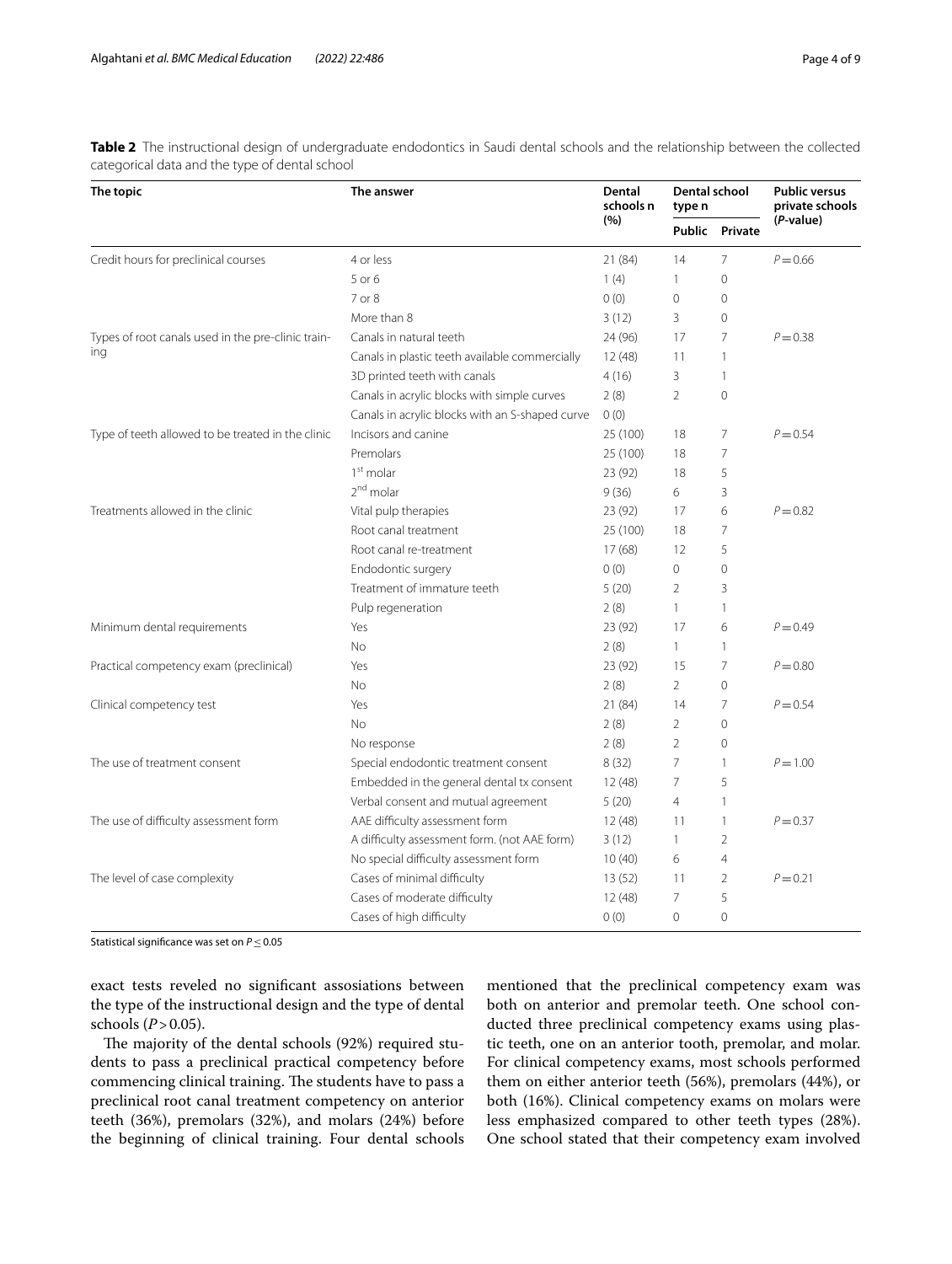**Table 2** The instructional design of undergraduate endodontics in Saudi dental schools and the relationship between the collected categorical data and the type of dental school

| The topic | The answer | Dental schools n (%) | Dental school type n | | Public versus private schools (*P*-value) |
|---|---|---|---|---|---|
| | | | Public | Private | |
| Credit hours for preclinical courses | 4 or less | 21 (84) | 14 | 7 | $P=0.66$ |
| | 5 or 6 | 1 (4) | 1 | 0 | |
| | 7 or 8 | 0 (0) | 0 | 0 | |
| | More than 8 | 3 (12) | 3 | 0 | |
| Types of root canals used in the pre-clinic training | Canals in natural teeth | 24 (96) | 17 | 7 | $P=0.38$ |
| | Canals in plastic teeth available commercially | 12 (48) | 11 | 1 | |
| | 3D printed teeth with canals | 4 (16) | 3 | 1 | |
| | Canals in acrylic blocks with simple curves | 2 (8) | 2 | 0 | |
| | Canals in acrylic blocks with an S-shaped curve | 0 (0) | | | |
| Type of teeth allowed to be treated in the clinic | Incisors and canine | 25 (100) | 18 | 7 | $P=0.54$ |
| | Premolars | 25 (100) | 18 | 7 | |
| | 1st molar | 23 (92) | 18 | 5 | |
| | 2nd molar | 9 (36) | 6 | 3 | |
| Treatments allowed in the clinic | Vital pulp therapies | 23 (92) | 17 | 6 | $P=0.82$ |
| | Root canal treatment | 25 (100) | 18 | 7 | |
| | Root canal re-treatment | 17 (68) | 12 | 5 | |
| | Endodontic surgery | 0 (0) | 0 | 0 | |
| | Treatment of immature teeth | 5 (20) | 2 | 3 | |
| | Pulp regeneration | 2 (8) | 1 | 1 | |
| Minimum dental requirements | Yes | 23 (92) | 17 | 6 | $P=0.49$ |
| | No | 2 (8) | 1 | 1 | |
| Practical competency exam (preclinical) | Yes | 23 (92) | 15 | 7 | $P=0.80$ |
| | No | 2 (8) | 2 | 0 | |
| Clinical competency test | Yes | 21 (84) | 14 | 7 | $P=0.54$ |
| | No | 2 (8) | 2 | 0 | |
| | No response | 2 (8) | 2 | 0 | |
| The use of treatment consent | Special endodontic treatment consent | 8 (32) | 7 | 1 | $P=1.00$ |
| | Embedded in the general dental tx consent | 12 (48) | 7 | 5 | |
| | Verbal consent and mutual agreement | 5 (20) | 4 | 1 | |
| The use of difficulty assessment form | AAE difficulty assessment form | 12 (48) | 11 | 1 | $P=0.37$ |
| | A difficulty assessment form. (not AAE form) | 3 (12) | 1 | 2 | |
| | No special difficulty assessment form | 10 (40) | 6 | 4 | |
| The level of case complexity | Cases of minimal difficulty | 13 (52) | 11 | 2 | $P=0.21$ |
| | Cases of moderate difficulty | 12 (48) | 7 | 5 | |
| | Cases of high difficulty | 0 (0) | 0 | 0 | |

Statistical significance was set on $P\leq0.05$

exact tests reveled no significant assosiations between the type of the instructional design and the type of dental schools ($P>0.05$).

The majority of the dental schools (92%) required students to pass a preclinical practical competency before commencing clinical training. The students have to pass a preclinical root canal treatment competency on anterior teeth (36%), premolars (32%), and molars (24%) before the beginning of clinical training. Four dental schools mentioned that the preclinical competency exam was both on anterior and premolar teeth. One school conducted three preclinical competency exams using plastic teeth, one on an anterior tooth, premolar, and molar. For clinical competency exams, most schools performed them on either anterior teeth (56%), premolars (44%), or both (16%). Clinical competency exams on molars were less emphasized compared to other teeth types (28%). One school stated that their competency exam involved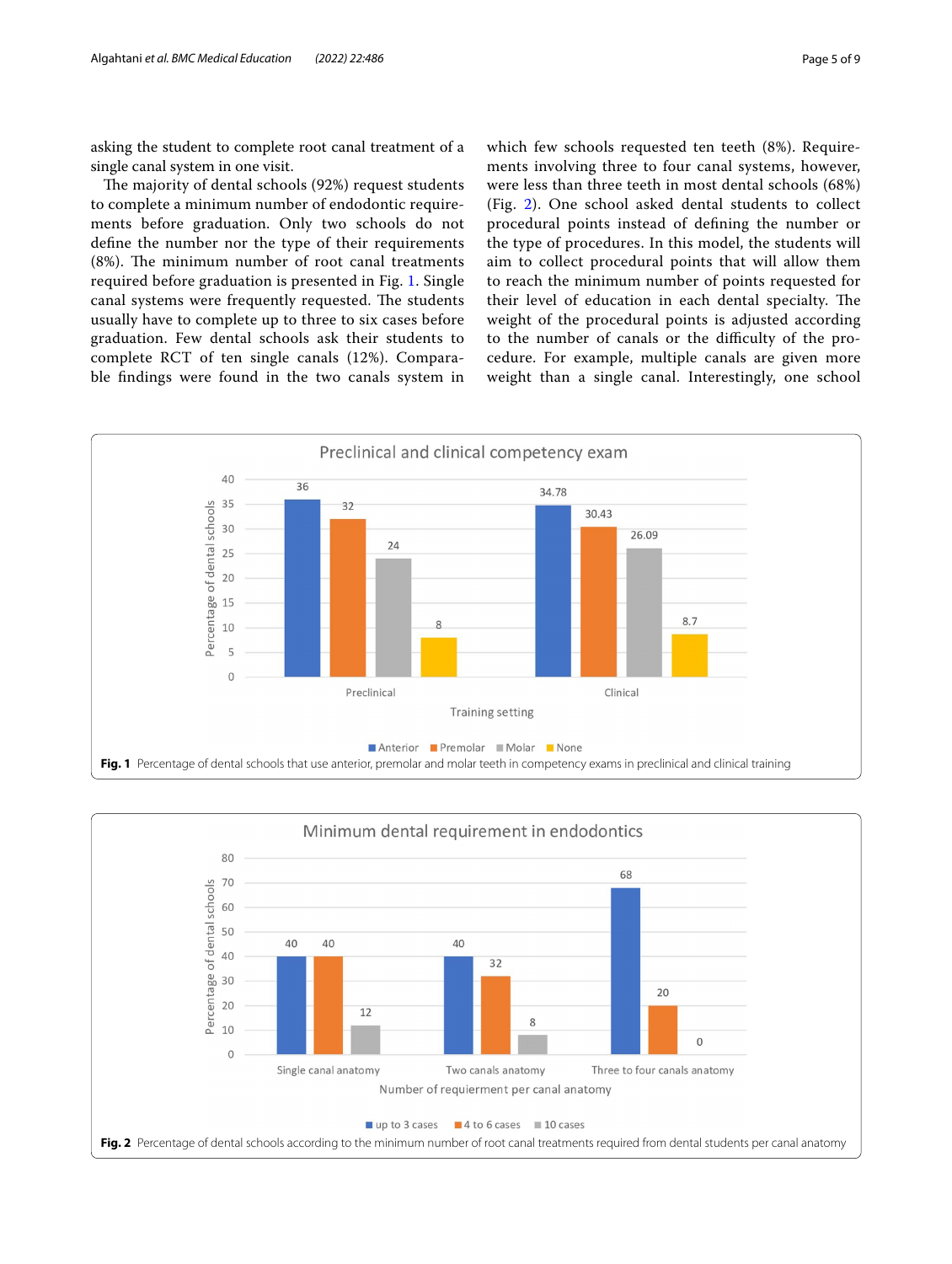asking the student to complete root canal treatment of a single canal system in one visit.

The majority of dental schools (92%) request students to complete a minimum number of endodontic requirements before graduation. Only two schools do not define the number nor the type of their requirements (8%). The minimum number of root canal treatments required before graduation is presented in Fig. 1. Single canal systems were frequently requested. The students usually have to complete up to three to six cases before graduation. Few dental schools ask their students to complete RCT of ten single canals (12%). Comparable findings were found in the two canals system in which few schools requested ten teeth (8%). Requirements involving three to four canal systems, however, were less than three teeth in most dental schools (68%) (Fig. 2). One school asked dental students to collect procedural points instead of defining the number or the type of procedures. In this model, the students will aim to collect procedural points that will allow them to reach the minimum number of points requested for their level of education in each dental specialty. The weight of the procedural points is adjusted according to the number of canals or the difficulty of the procedure. For example, multiple canals are given more weight than a single canal. Interestingly, one school

**Fig. 1** Percentage of dental schools that use anterior, premolar and molar teeth in competency exams in preclinical and clinical training

**Fig. 2** Percentage of dental schools according to the minimum number of root canal treatments required from dental students per canal anatomy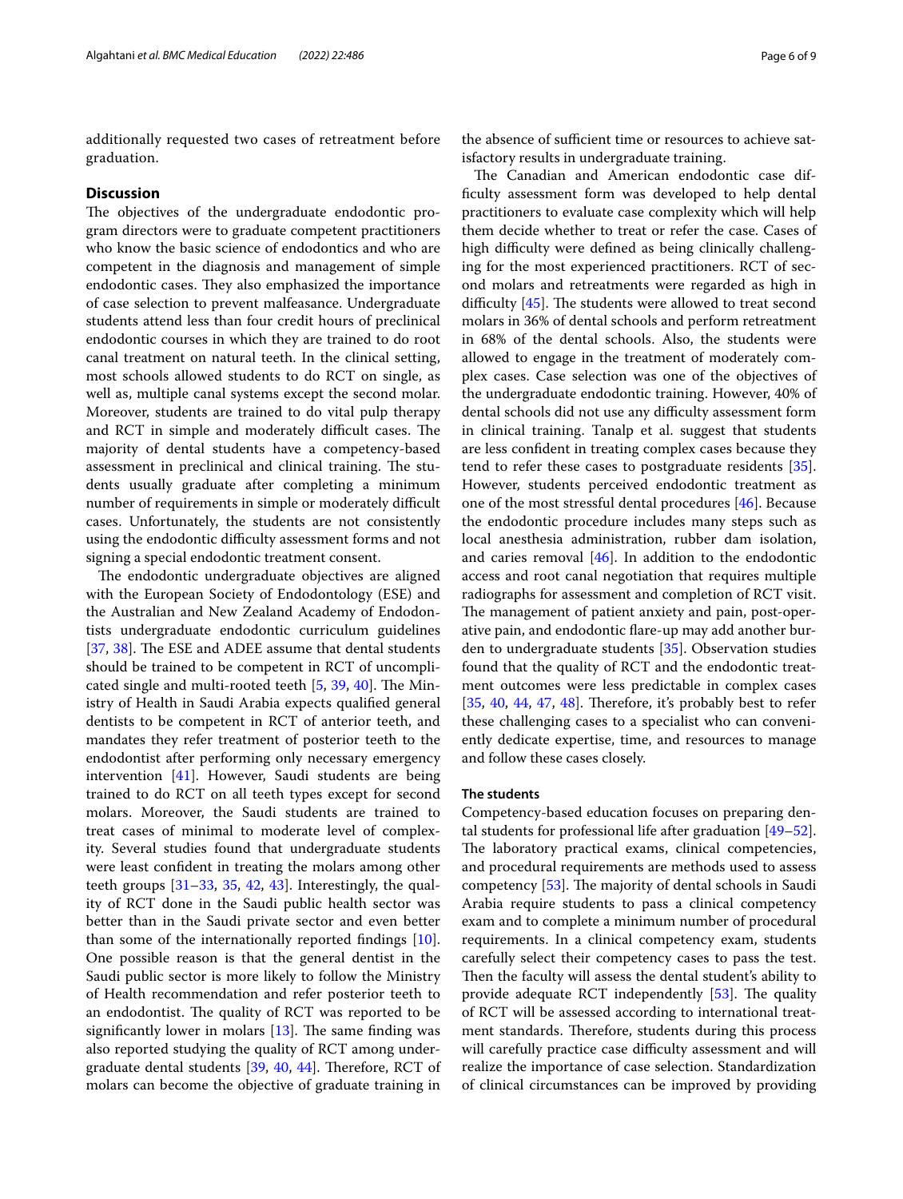additionally requested two cases of retreatment before graduation.

## Discussion

The objectives of the undergraduate endodontic program directors were to graduate competent practitioners who know the basic science of endodontics and who are competent in the diagnosis and management of simple endodontic cases. They also emphasized the importance of case selection to prevent malfeasance. Undergraduate students attend less than four credit hours of preclinical endodontic courses in which they are trained to do root canal treatment on natural teeth. In the clinical setting, most schools allowed students to do RCT on single, as well as, multiple canal systems except the second molar. Moreover, students are trained to do vital pulp therapy and RCT in simple and moderately difficult cases. The majority of dental students have a competency-based assessment in preclinical and clinical training. The students usually graduate after completing a minimum number of requirements in simple or moderately difficult cases. Unfortunately, the students are not consistently using the endodontic difficulty assessment forms and not signing a special endodontic treatment consent.

The endodontic undergraduate objectives are aligned with the European Society of Endodontology (ESE) and the Australian and New Zealand Academy of Endodontists undergraduate endodontic curriculum guidelines [37, 38]. The ESE and ADEE assume that dental students should be trained to be competent in RCT of uncomplicated single and multi-rooted teeth [5, 39, 40]. The Ministry of Health in Saudi Arabia expects qualified general dentists to be competent in RCT of anterior teeth, and mandates they refer treatment of posterior teeth to the endodontist after performing only necessary emergency intervention [41]. However, Saudi students are being trained to do RCT on all teeth types except for second molars. Moreover, the Saudi students are trained to treat cases of minimal to moderate level of complexity. Several studies found that undergraduate students were least confident in treating the molars among other teeth groups [31–33, 35, 42, 43]. Interestingly, the quality of RCT done in the Saudi public health sector was better than in the Saudi private sector and even better than some of the internationally reported findings [10]. One possible reason is that the general dentist in the Saudi public sector is more likely to follow the Ministry of Health recommendation and refer posterior teeth to an endodontist. The quality of RCT was reported to be significantly lower in molars [13]. The same finding was also reported studying the quality of RCT among undergraduate dental students [39, 40, 44]. Therefore, RCT of molars can become the objective of graduate training in the absence of sufficient time or resources to achieve satisfactory results in undergraduate training.

The Canadian and American endodontic case difficulty assessment form was developed to help dental practitioners to evaluate case complexity which will help them decide whether to treat or refer the case. Cases of high difficulty were defined as being clinically challenging for the most experienced practitioners. RCT of second molars and retreatments were regarded as high in difficulty [45]. The students were allowed to treat second molars in 36% of dental schools and perform retreatment in 68% of the dental schools. Also, the students were allowed to engage in the treatment of moderately complex cases. Case selection was one of the objectives of the undergraduate endodontic training. However, 40% of dental schools did not use any difficulty assessment form in clinical training. Tanalp et al. suggest that students are less confident in treating complex cases because they tend to refer these cases to postgraduate residents [35]. However, students perceived endodontic treatment as one of the most stressful dental procedures [46]. Because the endodontic procedure includes many steps such as local anesthesia administration, rubber dam isolation, and caries removal [46]. In addition to the endodontic access and root canal negotiation that requires multiple radiographs for assessment and completion of RCT visit. The management of patient anxiety and pain, post-operative pain, and endodontic flare-up may add another burden to undergraduate students [35]. Observation studies found that the quality of RCT and the endodontic treatment outcomes were less predictable in complex cases [35, 40, 44, 47, 48]. Therefore, it's probably best to refer these challenging cases to a specialist who can conveniently dedicate expertise, time, and resources to manage and follow these cases closely.

### The students

Competency-based education focuses on preparing dental students for professional life after graduation [49–52]. The laboratory practical exams, clinical competencies, and procedural requirements are methods used to assess competency [53]. The majority of dental schools in Saudi Arabia require students to pass a clinical competency exam and to complete a minimum number of procedural requirements. In a clinical competency exam, students carefully select their competency cases to pass the test. Then the faculty will assess the dental student's ability to provide adequate RCT independently [53]. The quality of RCT will be assessed according to international treatment standards. Therefore, students during this process will carefully practice case difficulty assessment and will realize the importance of case selection. Standardization of clinical circumstances can be improved by providing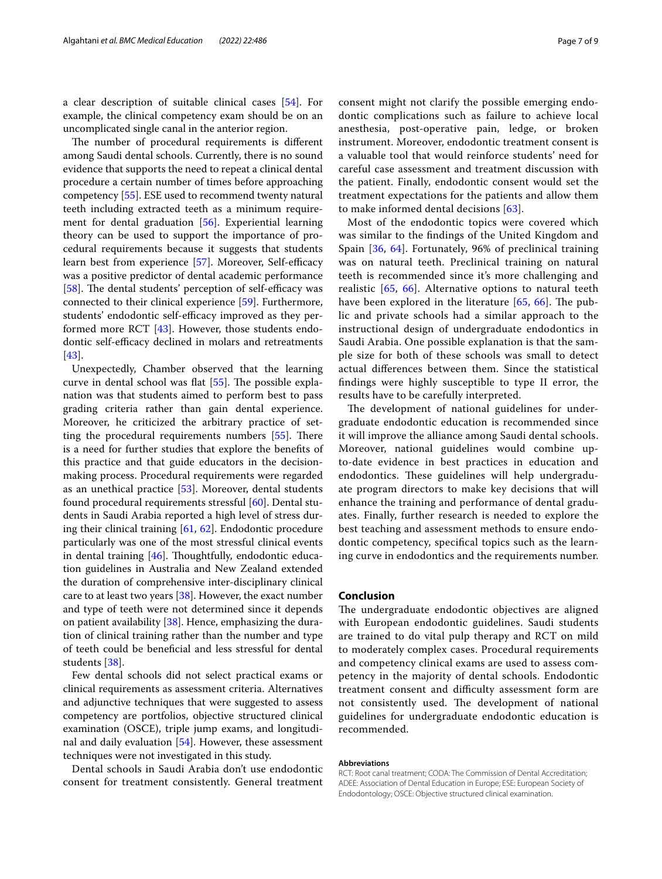a clear description of suitable clinical cases [54]. For example, the clinical competency exam should be on an uncomplicated single canal in the anterior region.

The number of procedural requirements is different among Saudi dental schools. Currently, there is no sound evidence that supports the need to repeat a clinical dental procedure a certain number of times before approaching competency [55]. ESE used to recommend twenty natural teeth including extracted teeth as a minimum requirement for dental graduation [56]. Experiential learning theory can be used to support the importance of procedural requirements because it suggests that students learn best from experience [57]. Moreover, Self-efficacy was a positive predictor of dental academic performance [58]. The dental students' perception of self-efficacy was connected to their clinical experience [59]. Furthermore, students' endodontic self-efficacy improved as they performed more RCT [43]. However, those students endodontic self-efficacy declined in molars and retreatments [43].

Unexpectedly, Chamber observed that the learning curve in dental school was flat [55]. The possible explanation was that students aimed to perform best to pass grading criteria rather than gain dental experience. Moreover, he criticized the arbitrary practice of setting the procedural requirements numbers [55]. There is a need for further studies that explore the benefits of this practice and that guide educators in the decision-making process. Procedural requirements were regarded as an unethical practice [53]. Moreover, dental students found procedural requirements stressful [60]. Dental students in Saudi Arabia reported a high level of stress during their clinical training [61, 62]. Endodontic procedure particularly was one of the most stressful clinical events in dental training [46]. Thoughtfully, endodontic education guidelines in Australia and New Zealand extended the duration of comprehensive inter-disciplinary clinical care to at least two years [38]. However, the exact number and type of teeth were not determined since it depends on patient availability [38]. Hence, emphasizing the duration of clinical training rather than the number and type of teeth could be beneficial and less stressful for dental students [38].

Few dental schools did not select practical exams or clinical requirements as assessment criteria. Alternatives and adjunctive techniques that were suggested to assess competency are portfolios, objective structured clinical examination (OSCE), triple jump exams, and longitudinal and daily evaluation [54]. However, these assessment techniques were not investigated in this study.

Dental schools in Saudi Arabia don't use endodontic consent for treatment consistently. General treatment consent might not clarify the possible emerging endodontic complications such as failure to achieve local anesthesia, post-operative pain, ledge, or broken instrument. Moreover, endodontic treatment consent is a valuable tool that would reinforce students' need for careful case assessment and treatment discussion with the patient. Finally, endodontic consent would set the treatment expectations for the patients and allow them to make informed dental decisions [63].

Most of the endodontic topics were covered which was similar to the findings of the United Kingdom and Spain [36, 64]. Fortunately, 96% of preclinical training was on natural teeth. Preclinical training on natural teeth is recommended since it's more challenging and realistic [65, 66]. Alternative options to natural teeth have been explored in the literature [65, 66]. The public and private schools had a similar approach to the instructional design of undergraduate endodontics in Saudi Arabia. One possible explanation is that the sample size for both of these schools was small to detect actual differences between them. Since the statistical findings were highly susceptible to type II error, the results have to be carefully interpreted.

The development of national guidelines for undergraduate endodontic education is recommended since it will improve the alliance among Saudi dental schools. Moreover, national guidelines would combine up-to-date evidence in best practices in education and endodontics. These guidelines will help undergraduate program directors to make key decisions that will enhance the training and performance of dental graduates. Finally, further research is needed to explore the best teaching and assessment methods to ensure endodontic competency, specifical topics such as the learning curve in endodontics and the requirements number.

## Conclusion

The undergraduate endodontic objectives are aligned with European endodontic guidelines. Saudi students are trained to do vital pulp therapy and RCT on mild to moderately complex cases. Procedural requirements and competency clinical exams are used to assess competency in the majority of dental schools. Endodontic treatment consent and difficulty assessment form are not consistently used. The development of national guidelines for undergraduate endodontic education is recommended.

#### Abbreviations

RCT: Root canal treatment; CODA: The Commission of Dental Accreditation; ADEE: Association of Dental Education in Europe; ESE: European Society of Endodontology; OSCE: Objective structured clinical examination.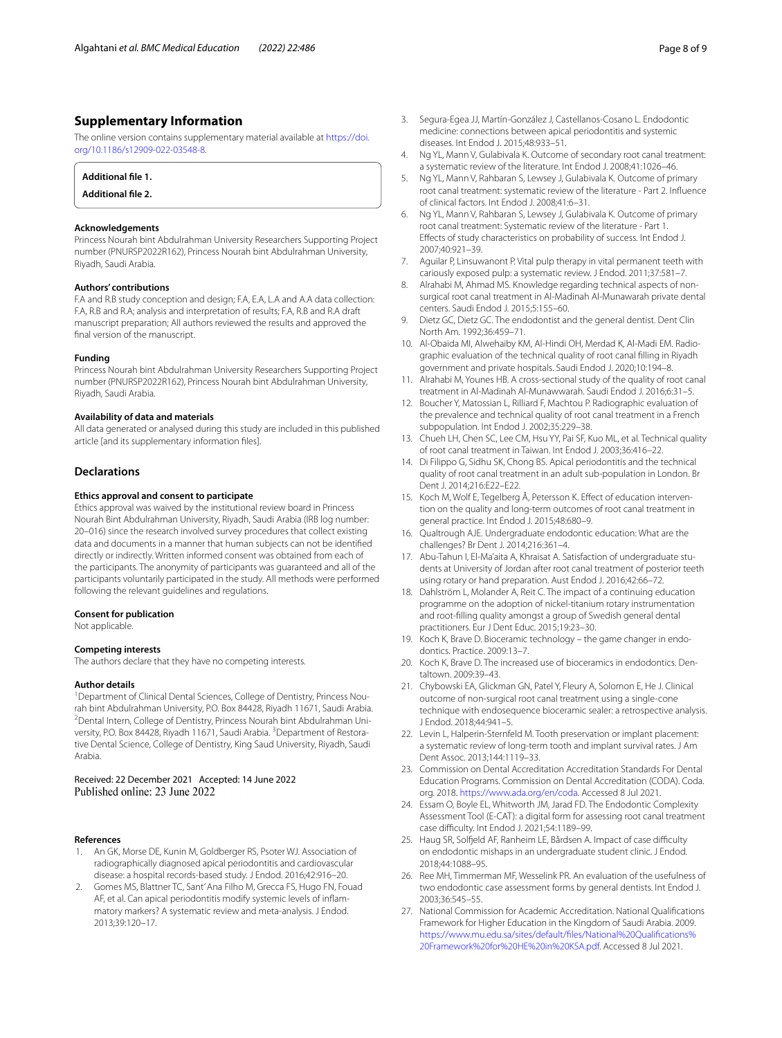## Supplementary Information

The online version contains supplementary material available at https://doi.org/10.1186/s12909-022-03548-8.

**Additional file 1.**

**Additional file 2.**

### Acknowledgements

Princess Nourah bint Abdulrahman University Researchers Supporting Project number (PNURSP2022R162), Princess Nourah bint Abdulrahman University, Riyadh, Saudi Arabia.

### Authors' contributions

F.A and R.B study conception and design; F.A, E.A, L.A and A.A data collection: F.A, R.B and R.A; analysis and interpretation of results; F.A, R.B and R.A draft manuscript preparation; All authors reviewed the results and approved the final version of the manuscript.

### Funding

Princess Nourah bint Abdulrahman University Researchers Supporting Project number (PNURSP2022R162), Princess Nourah bint Abdulrahman University, Riyadh, Saudi Arabia.

### Availability of data and materials

All data generated or analysed during this study are included in this published article [and its supplementary information files].

## Declarations

### Ethics approval and consent to participate

Ethics approval was waived by the institutional review board in Princess Nourah Bint Abdulrahman University, Riyadh, Saudi Arabia (IRB log number: 20–016) since the research involved survey procedures that collect existing data and documents in a manner that human subjects can not be identified directly or indirectly. Written informed consent was obtained from each of the participants. The anonymity of participants was guaranteed and all of the participants voluntarily participated in the study. All methods were performed following the relevant guidelines and regulations.

### Consent for publication

Not applicable.

### Competing interests

The authors declare that they have no competing interests.

### Author details

[1]Department of Clinical Dental Sciences, College of Dentistry, Princess Nourah bint Abdulrahman University, P.O. Box 84428, Riyadh 11671, Saudi Arabia. [2]Dental Intern, College of Dentistry, Princess Nourah bint Abdulrahman University, P.O. Box 84428, Riyadh 11671, Saudi Arabia. [3]Department of Restorative Dental Science, College of Dentistry, King Saud University, Riyadh, Saudi Arabia.

Received: 22 December 2021 Accepted: 14 June 2022
Published online: 23 June 2022

### References

1. An GK, Morse DE, Kunin M, Goldberger RS, Psoter WJ. Association of radiographically diagnosed apical periodontitis and cardiovascular disease: a hospital records-based study. J Endod. 2016;42:916–20.
2. Gomes MS, Blattner TC, Sant'Ana Filho M, Grecca FS, Hugo FN, Fouad AF, et al. Can apical periodontitis modify systemic levels of inflammatory markers? A systematic review and meta-analysis. J Endod. 2013;39:120–17.
3. Segura-Egea JJ, Martín-González J, Castellanos-Cosano L. Endodontic medicine: connections between apical periodontitis and systemic diseases. Int Endod J. 2015;48:933–51.
4. Ng YL, Mann V, Gulabivala K. Outcome of secondary root canal treatment: a systematic review of the literature. Int Endod J. 2008;41:1026–46.
5. Ng YL, Mann V, Rahbaran S, Lewsey J, Gulabivala K. Outcome of primary root canal treatment: systematic review of the literature - Part 2. Influence of clinical factors. Int Endod J. 2008;41:6–31.
6. Ng YL, Mann V, Rahbaran S, Lewsey J, Gulabivala K. Outcome of primary root canal treatment: Systematic review of the literature - Part 1. Effects of study characteristics on probability of success. Int Endod J. 2007;40:921–39.
7. Aguilar P, Linsuwanont P. Vital pulp therapy in vital permanent teeth with cariously exposed pulp: a systematic review. J Endod. 2011;37:581–7.
8. Alrahabi M, Ahmad MS. Knowledge regarding technical aspects of non-surgical root canal treatment in Al-Madinah Al-Munawarah private dental centers. Saudi Endod J. 2015;5:155–60.
9. Dietz GC, Dietz GC. The endodontist and the general dentist. Dent Clin North Am. 1992;36:459–71.
10. Al-Obaida MI, Alwehaiby KM, Al-Hindi OH, Merdad K, Al-Madi EM. Radiographic evaluation of the technical quality of root canal filling in Riyadh government and private hospitals. Saudi Endod J. 2020;10:194–8.
11. Alrahabi M, Younes HB. A cross-sectional study of the quality of root canal treatment in Al-Madinah Al-Munawwarah. Saudi Endod J. 2016;6:31–5.
12. Boucher Y, Matossian L, Rilliard F, Machtou P. Radiographic evaluation of the prevalence and technical quality of root canal treatment in a French subpopulation. Int Endod J. 2002;35:229–38.
13. Chueh LH, Chen SC, Lee CM, Hsu YY, Pai SF, Kuo ML, et al. Technical quality of root canal treatment in Taiwan. Int Endod J. 2003;36:416–22.
14. Di Filippo G, Sidhu SK, Chong BS. Apical periodontitis and the technical quality of root canal treatment in an adult sub-population in London. Br Dent J. 2014;216:E22–E22.
15. Koch M, Wolf E, Tegelberg Å, Petersson K. Effect of education intervention on the quality and long-term outcomes of root canal treatment in general practice. Int Endod J. 2015;48:680–9.
16. Qualtrough AJE. Undergraduate endodontic education: What are the challenges? Br Dent J. 2014;216:361–4.
17. Abu-Tahun I, El-Ma'aita A, Khraisat A. Satisfaction of undergraduate students at University of Jordan after root canal treatment of posterior teeth using rotary or hand preparation. Aust Endod J. 2016;42:66–72.
18. Dahlström L, Molander A, Reit C. The impact of a continuing education programme on the adoption of nickel-titanium rotary instrumentation and root-filling quality amongst a group of Swedish general dental practitioners. Eur J Dent Educ. 2015;19:23–30.
19. Koch K, Brave D. Bioceramic technology – the game changer in endodontics. Practice. 2009:13–7.
20. Koch K, Brave D. The increased use of bioceramics in endodontics. Dentaltown. 2009:39–43.
21. Chybowski EA, Glickman GN, Patel Y, Fleury A, Solomon E, He J. Clinical outcome of non-surgical root canal treatment using a single-cone technique with endosequence bioceramic sealer: a retrospective analysis. J Endod. 2018;44:941–5.
22. Levin L, Halperin-Sternfeld M. Tooth preservation or implant placement: a systematic review of long-term tooth and implant survival rates. J Am Dent Assoc. 2013;144:1119–33.
23. Commission on Dental Accreditation Accreditation Standards For Dental Education Programs. Commission on Dental Accreditation (CODA). Coda.org. 2018. https://www.ada.org/en/coda. Accessed 8 Jul 2021.
24. Essam O, Boyle EL, Whitworth JM, Jarad FD. The Endodontic Complexity Assessment Tool (E-CAT): a digital form for assessing root canal treatment case difficulty. Int Endod J. 2021;54:1189–99.
25. Haug SR, Solfjeld AF, Ranheim LE, Bårdsen A. Impact of case difficulty on endodontic mishaps in an undergraduate student clinic. J Endod. 2018;44:1088–95.
26. Ree MH, Timmerman MF, Wesselink PR. An evaluation of the usefulness of two endodontic case assessment forms by general dentists. Int Endod J. 2003;36:545–55.
27. National Commission for Academic Accreditation. National Qualifications Framework for Higher Education in the Kingdom of Saudi Arabia. 2009. https://www.mu.edu.sa/sites/default/files/National%20Qualifications%20Framework%20for%20HE%20in%20KSA.pdf. Accessed 8 Jul 2021.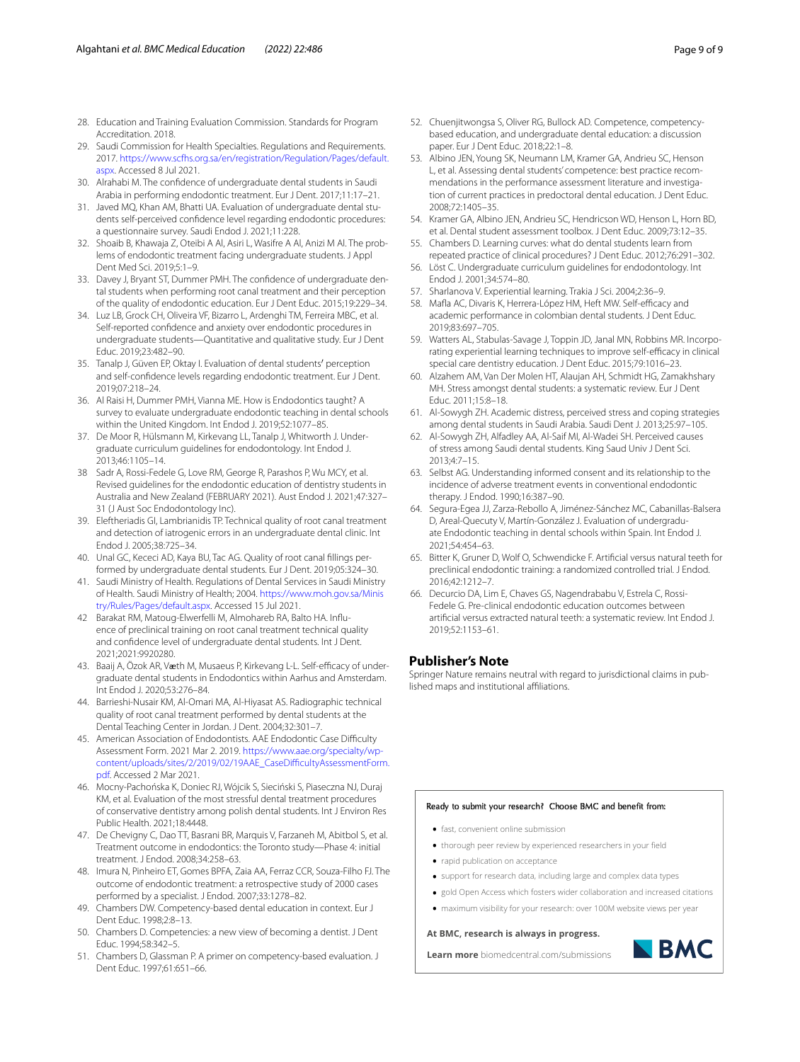28. Education and Training Evaluation Commission. Standards for Program Accreditation. 2018.
29. Saudi Commission for Health Specialties. Regulations and Requirements. 2017. https://www.scfhs.org.sa/en/registration/Regulation/Pages/default.aspx. Accessed 8 Jul 2021.
30. Alrahabi M. The confidence of undergraduate dental students in Saudi Arabia in performing endodontic treatment. Eur J Dent. 2017;11:17–21.
31. Javed MQ, Khan AM, Bhatti UA. Evaluation of undergraduate dental students self-perceived confidence level regarding endodontic procedures: a questionnaire survey. Saudi Endod J. 2021;11:228.
32. Shoaib B, Khawaja Z, Oteibi A Al, Asiri L, Wasifre A Al, Anizi M Al. The problems of endodontic treatment facing undergraduate students. J Appl Dent Med Sci. 2019;5:1–9.
33. Davey J, Bryant ST, Dummer PMH. The confidence of undergraduate dental students when performing root canal treatment and their perception of the quality of endodontic education. Eur J Dent Educ. 2015;19:229–34.
34. Luz LB, Grock CH, Oliveira VF, Bizarro L, Ardenghi TM, Ferreira MBC, et al. Self-reported confidence and anxiety over endodontic procedures in undergraduate students—Quantitative and qualitative study. Eur J Dent Educ. 2019;23:482–90.
35. Tanalp J, Güven EP, Oktay I. Evaluation of dental students′ perception and self-confidence levels regarding endodontic treatment. Eur J Dent. 2019;07:218–24.
36. Al Raisi H, Dummer PMH, Vianna ME. How is Endodontics taught? A survey to evaluate undergraduate endodontic teaching in dental schools within the United Kingdom. Int Endod J. 2019;52:1077–85.
37. De Moor R, Hülsmann M, Kirkevang LL, Tanalp J, Whitworth J. Undergraduate curriculum guidelines for endodontology. Int Endod J. 2013;46:1105–14.
38 Sadr A, Rossi-Fedele G, Love RM, George R, Parashos P, Wu MCY, et al. Revised guidelines for the endodontic education of dentistry students in Australia and New Zealand (FEBRUARY 2021). Aust Endod J. 2021;47:327–31 (J Aust Soc Endodontology Inc).
39. Eleftheriadis GI, Lambrianidis TP. Technical quality of root canal treatment and detection of iatrogenic errors in an undergraduate dental clinic. Int Endod J. 2005;38:725–34.
40. Unal GC, Kececi AD, Kaya BU, Tac AG. Quality of root canal fillings performed by undergraduate dental students. Eur J Dent. 2019;05:324–30.
41. Saudi Ministry of Health. Regulations of Dental Services in Saudi Ministry of Health. Saudi Ministry of Health; 2004. https://www.moh.gov.sa/Ministry/Rules/Pages/default.aspx. Accessed 15 Jul 2021.
42 Barakat RM, Matoug-Elwerfelli M, Almohareb RA, Balto HA. Influence of preclinical training on root canal treatment technical quality and confidence level of undergraduate dental students. Int J Dent. 2021;2021:9920280.
43. Baaij A, Özok AR, Væth M, Musaeus P, Kirkevang L-L. Self-efficacy of undergraduate dental students in Endodontics within Aarhus and Amsterdam. Int Endod J. 2020;53:276–84.
44. Barrieshi-Nusair KM, Al-Omari MA, Al-Hiyasat AS. Radiographic technical quality of root canal treatment performed by dental students at the Dental Teaching Center in Jordan. J Dent. 2004;32:301–7.
45. American Association of Endodontists. AAE Endodontic Case Difficulty Assessment Form. 2021 Mar 2. 2019. https://www.aae.org/specialty/wp-content/uploads/sites/2/2019/02/19AAE_CaseDifficultyAssessmentForm.pdf. Accessed 2 Mar 2021.
46. Mocny-Pachońska K, Doniec RJ, Wójcik S, Sieciński S, Piaseczna NJ, Duraj KM, et al. Evaluation of the most stressful dental treatment procedures of conservative dentistry among polish dental students. Int J Environ Res Public Health. 2021;18:4448.
47. De Chevigny C, Dao TT, Basrani BR, Marquis V, Farzaneh M, Abitbol S, et al. Treatment outcome in endodontics: the Toronto study—Phase 4: initial treatment. J Endod. 2008;34:258–63.
48. Imura N, Pinheiro ET, Gomes BPFA, Zaia AA, Ferraz CCR, Souza-Filho FJ. The outcome of endodontic treatment: a retrospective study of 2000 cases performed by a specialist. J Endod. 2007;33:1278–82.
49. Chambers DW. Competency-based dental education in context. Eur J Dent Educ. 1998;2:8–13.
50. Chambers D. Competencies: a new view of becoming a dentist. J Dent Educ. 1994;58:342–5.
51. Chambers D, Glassman P. A primer on competency-based evaluation. J Dent Educ. 1997;61:651–66.
52. Chuenjitwongsa S, Oliver RG, Bullock AD. Competence, competency-based education, and undergraduate dental education: a discussion paper. Eur J Dent Educ. 2018;22:1–8.
53. Albino JEN, Young SK, Neumann LM, Kramer GA, Andrieu SC, Henson L, et al. Assessing dental students' competence: best practice recommendations in the performance assessment literature and investigation of current practices in predoctoral dental education. J Dent Educ. 2008;72:1405–35.
54. Kramer GA, Albino JEN, Andrieu SC, Hendricson WD, Henson L, Horn BD, et al. Dental student assessment toolbox. J Dent Educ. 2009;73:12–35.
55. Chambers D. Learning curves: what do dental students learn from repeated practice of clinical procedures? J Dent Educ. 2012;76:291–302.
56. Löst C. Undergraduate curriculum guidelines for endodontology. Int Endod J. 2001;34:574–80.
57. Sharlanova V. Experiential learning. Trakia J Sci. 2004;2:36–9.
58. Mafla AC, Divaris K, Herrera-López HM, Heft MW. Self-efficacy and academic performance in colombian dental students. J Dent Educ. 2019;83:697–705.
59. Watters AL, Stabulas-Savage J, Toppin JD, Janal MN, Robbins MR. Incorporating experiential learning techniques to improve self-efficacy in clinical special care dentistry education. J Dent Educ. 2015;79:1016–23.
60. Alzahem AM, Van Der Molen HT, Alaujan AH, Schmidt HG, Zamakhshary MH. Stress amongst dental students: a systematic review. Eur J Dent Educ. 2011;15:8–18.
61. Al-Sowygh ZH. Academic distress, perceived stress and coping strategies among dental students in Saudi Arabia. Saudi Dent J. 2013;25:97–105.
62. Al-Sowygh ZH, Alfadley AA, Al-Saif MI, Al-Wadei SH. Perceived causes of stress among Saudi dental students. King Saud Univ J Dent Sci. 2013;4:7–15.
63. Selbst AG. Understanding informed consent and its relationship to the incidence of adverse treatment events in conventional endodontic therapy. J Endod. 1990;16:387–90.
64. Segura-Egea JJ, Zarza-Rebollo A, Jiménez-Sánchez MC, Cabanillas-Balsera D, Areal-Quecuty V, Martín-González J. Evaluation of undergraduate Endodontic teaching in dental schools within Spain. Int Endod J. 2021;54:454–63.
65. Bitter K, Gruner D, Wolf O, Schwendicke F. Artificial versus natural teeth for preclinical endodontic training: a randomized controlled trial. J Endod. 2016;42:1212–7.
66. Decurcio DA, Lim E, Chaves GS, Nagendrababu V, Estrela C, Rossi-Fedele G. Pre-clinical endodontic education outcomes between artificial versus extracted natural teeth: a systematic review. Int Endod J. 2019;52:1153–61.

## Publisher's Note

Springer Nature remains neutral with regard to jurisdictional claims in published maps and institutional affiliations.

Ready to submit your research? Choose BMC and benefit from:

- fast, convenient online submission
- thorough peer review by experienced researchers in your field
- rapid publication on acceptance
- support for research data, including large and complex data types
- gold Open Access which fosters wider collaboration and increased citations
- maximum visibility for your research: over 100M website views per year

**At BMC, research is always in progress.**

**Learn more** biomedcentral.com/submissions

BMC